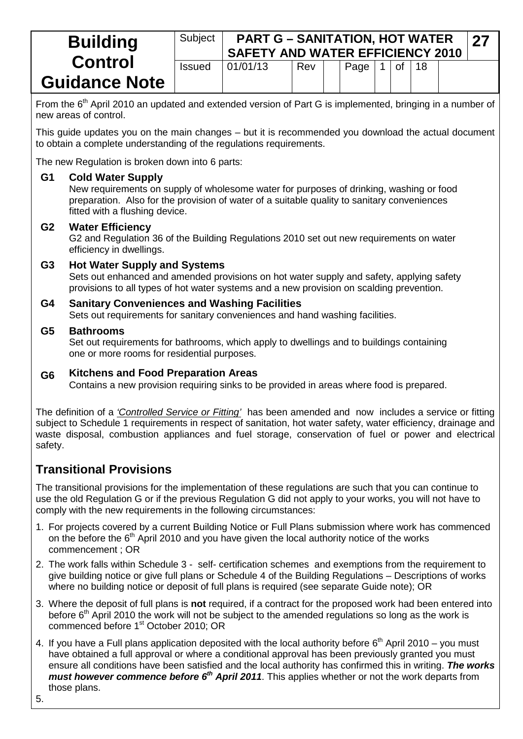# Building Control Guidance Note

| Subject | PART G – SANITATION, HOT WATER SAFETY AND WATER EFFICIENCY 2010 | | | | | | | 27 |
|---|---|---|---|---|---|---|---|---|
| Issued | 01/01/13 | Rev | | Page | 1 | of | 18 | |

From the 6th April 2010 an updated and extended version of Part G is implemented, bringing in a number of new areas of control.

This guide updates you on the main changes – but it is recommended you download the actual document to obtain a complete understanding of the regulations requirements.

The new Regulation is broken down into 6 parts:

**G1 Cold Water Supply**
New requirements on supply of wholesome water for purposes of drinking, washing or food preparation. Also for the provision of water of a suitable quality to sanitary conveniences fitted with a flushing device.

**G2 Water Efficiency**
G2 and Regulation 36 of the Building Regulations 2010 set out new requirements on water efficiency in dwellings.

**G3 Hot Water Supply and Systems**
Sets out enhanced and amended provisions on hot water supply and safety, applying safety provisions to all types of hot water systems and a new provision on scalding prevention.

**G4 Sanitary Conveniences and Washing Facilities**
Sets out requirements for sanitary conveniences and hand washing facilities.

**G5 Bathrooms**
Set out requirements for bathrooms, which apply to dwellings and to buildings containing one or more rooms for residential purposes.

**G6 Kitchens and Food Preparation Areas**
Contains a new provision requiring sinks to be provided in areas where food is prepared.

The definition of a *'Controlled Service or Fitting'* has been amended and now includes a service or fitting subject to Schedule 1 requirements in respect of sanitation, hot water safety, water efficiency, drainage and waste disposal, combustion appliances and fuel storage, conservation of fuel or power and electrical safety.

## Transitional Provisions

The transitional provisions for the implementation of these regulations are such that you can continue to use the old Regulation G or if the previous Regulation G did not apply to your works, you will not have to comply with the new requirements in the following circumstances:

1. For projects covered by a current Building Notice or Full Plans submission where work has commenced on the before the 6th April 2010 and you have given the local authority notice of the works commencement ; OR
2. The work falls within Schedule 3 - self- certification schemes and exemptions from the requirement to give building notice or give full plans or Schedule 4 of the Building Regulations – Descriptions of works where no building notice or deposit of full plans is required (see separate Guide note); OR
3. Where the deposit of full plans is **not** required, if a contract for the proposed work had been entered into before 6th April 2010 the work will not be subject to the amended regulations so long as the work is commenced before 1st October 2010; OR
4. If you have a Full plans application deposited with the local authority before 6th April 2010 – you must have obtained a full approval or where a conditional approval has been previously granted you must ensure all conditions have been satisfied and the local authority has confirmed this in writing. ***The works must however commence before 6th April 2011***. This applies whether or not the work departs from those plans.
5.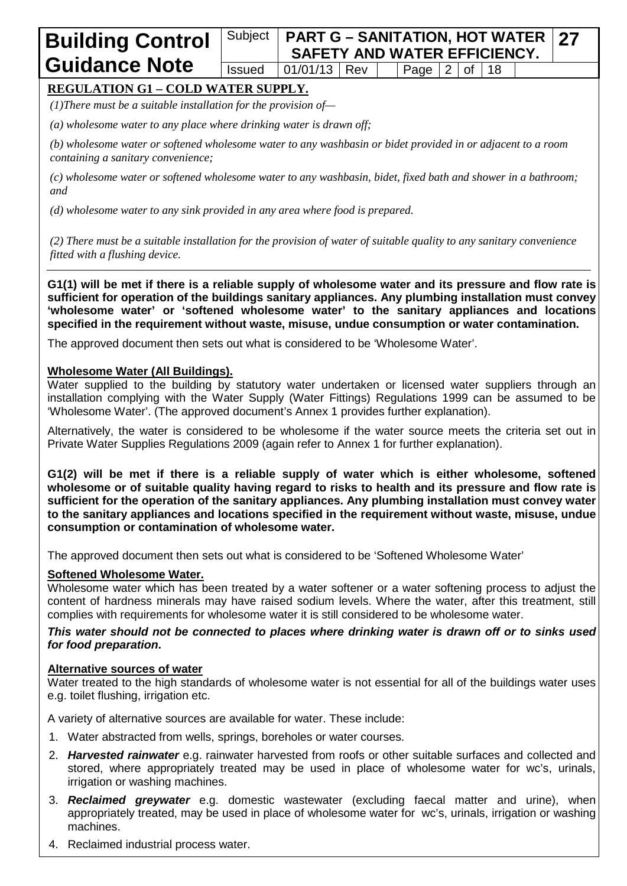## REGULATION G1 – COLD WATER SUPPLY.

*(1)There must be a suitable installation for the provision of—*

*(a) wholesome water to any place where drinking water is drawn off;*

*(b) wholesome water or softened wholesome water to any washbasin or bidet provided in or adjacent to a room containing a sanitary convenience;*

*(c) wholesome water or softened wholesome water to any washbasin, bidet, fixed bath and shower in a bathroom; and*

*(d) wholesome water to any sink provided in any area where food is prepared.*

*(2) There must be a suitable installation for the provision of water of suitable quality to any sanitary convenience fitted with a flushing device.*

**G1(1) will be met if there is a reliable supply of wholesome water and its pressure and flow rate is sufficient for operation of the buildings sanitary appliances. Any plumbing installation must convey 'wholesome water' or 'softened wholesome water' to the sanitary appliances and locations specified in the requirement without waste, misuse, undue consumption or water contamination.**

The approved document then sets out what is considered to be 'Wholesome Water'.

### Wholesome Water (All Buildings).

Water supplied to the building by statutory water undertaken or licensed water suppliers through an installation complying with the Water Supply (Water Fittings) Regulations 1999 can be assumed to be 'Wholesome Water'. (The approved document's Annex 1 provides further explanation).

Alternatively, the water is considered to be wholesome if the water source meets the criteria set out in Private Water Supplies Regulations 2009 (again refer to Annex 1 for further explanation).

**G1(2) will be met if there is a reliable supply of water which is either wholesome, softened wholesome or of suitable quality having regard to risks to health and its pressure and flow rate is sufficient for the operation of the sanitary appliances. Any plumbing installation must convey water to the sanitary appliances and locations specified in the requirement without waste, misuse, undue consumption or contamination of wholesome water.**

The approved document then sets out what is considered to be 'Softened Wholesome Water'

### Softened Wholesome Water.

Wholesome water which has been treated by a water softener or a water softening process to adjust the content of hardness minerals may have raised sodium levels. Where the water, after this treatment, still complies with requirements for wholesome water it is still considered to be wholesome water.

***This water should not be connected to places where drinking water is drawn off or to sinks used for food preparation*.**

### Alternative sources of water

Water treated to the high standards of wholesome water is not essential for all of the buildings water uses e.g. toilet flushing, irrigation etc.

A variety of alternative sources are available for water. These include:

1. Water abstracted from wells, springs, boreholes or water courses.
2. ***Harvested rainwater*** e.g. rainwater harvested from roofs or other suitable surfaces and collected and stored, where appropriately treated may be used in place of wholesome water for wc's, urinals, irrigation or washing machines.
3. ***Reclaimed greywater*** e.g. domestic wastewater (excluding faecal matter and urine), when appropriately treated, may be used in place of wholesome water for wc's, urinals, irrigation or washing machines.
4. Reclaimed industrial process water.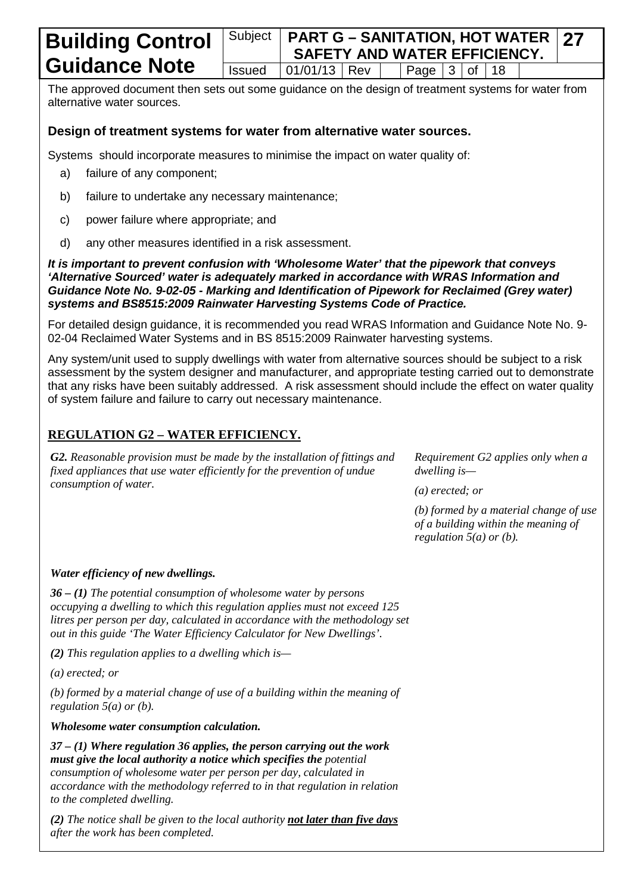The approved document then sets out some guidance on the design of treatment systems for water from alternative water sources.

### Design of treatment systems for water from alternative water sources.

Systems should incorporate measures to minimise the impact on water quality of:

a) failure of any component;

b) failure to undertake any necessary maintenance;

c) power failure where appropriate; and

d) any other measures identified in a risk assessment.

***It is important to prevent confusion with 'Wholesome Water' that the pipework that conveys 'Alternative Sourced' water is adequately marked in accordance with WRAS Information and Guidance Note No. 9-02-05 - Marking and Identification of Pipework for Reclaimed (Grey water) systems and BS8515:2009 Rainwater Harvesting Systems Code of Practice.***

For detailed design guidance, it is recommended you read WRAS Information and Guidance Note No. 9-02-04 Reclaimed Water Systems and in BS 8515:2009 Rainwater harvesting systems.

Any system/unit used to supply dwellings with water from alternative sources should be subject to a risk assessment by the system designer and manufacturer, and appropriate testing carried out to demonstrate that any risks have been suitably addressed. A risk assessment should include the effect on water quality of system failure and failure to carry out necessary maintenance.

## REGULATION G2 – WATER EFFICIENCY.

***G2.*** *Reasonable provision must be made by the installation of fittings and fixed appliances that use water efficiently for the prevention of undue consumption of water.*

*Requirement G2 applies only when a dwelling is—*

*(a) erected; or*

*(b) formed by a material change of use of a building within the meaning of regulation 5(a) or (b).*

***Water efficiency of new dwellings.***

***36 – (1)*** *The potential consumption of wholesome water by persons occupying a dwelling to which this regulation applies must not exceed 125 litres per person per day, calculated in accordance with the methodology set out in this guide 'The Water Efficiency Calculator for New Dwellings'.*

***(2)*** *This regulation applies to a dwelling which is—*

*(a) erected; or*

*(b) formed by a material change of use of a building within the meaning of regulation 5(a) or (b).*

***Wholesome water consumption calculation.***

***37 – (1) Where regulation 36 applies, the person carrying out the work must give the local authority a notice which specifies the*** *potential consumption of wholesome water per person per day, calculated in accordance with the methodology referred to in that regulation in relation to the completed dwelling.*

***(2)*** *The notice shall be given to the local authority* ***not later than five days*** *after the work has been completed.*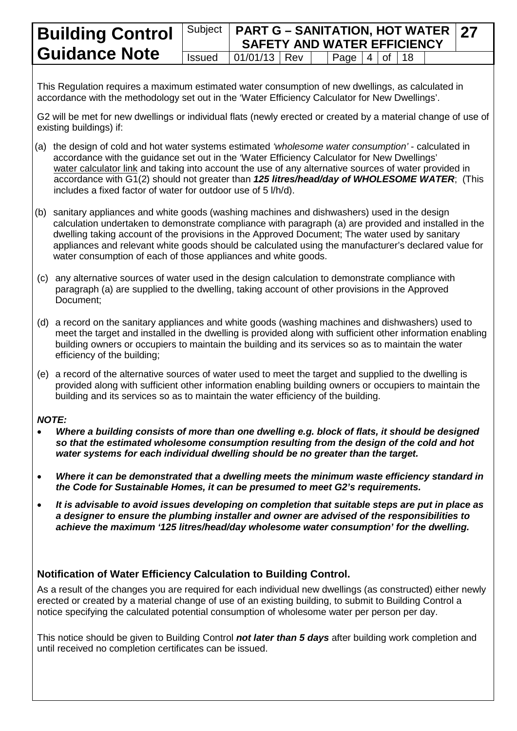This Regulation requires a maximum estimated water consumption of new dwellings, as calculated in accordance with the methodology set out in the 'Water Efficiency Calculator for New Dwellings'.

G2 will be met for new dwellings or individual flats (newly erected or created by a material change of use of existing buildings) if:

(a) the design of cold and hot water systems estimated *'wholesome water consumption'* - calculated in accordance with the guidance set out in the 'Water Efficiency Calculator for New Dwellings' water calculator link and taking into account the use of any alternative sources of water provided in accordance with G1(2) should not greater than ***125 litres/head/day of WHOLESOME WATER***; (This includes a fixed factor of water for outdoor use of 5 l/h/d).

(b) sanitary appliances and white goods (washing machines and dishwashers) used in the design calculation undertaken to demonstrate compliance with paragraph (a) are provided and installed in the dwelling taking account of the provisions in the Approved Document; The water used by sanitary appliances and relevant white goods should be calculated using the manufacturer's declared value for water consumption of each of those appliances and white goods.

(c) any alternative sources of water used in the design calculation to demonstrate compliance with paragraph (a) are supplied to the dwelling, taking account of other provisions in the Approved Document;

(d) a record on the sanitary appliances and white goods (washing machines and dishwashers) used to meet the target and installed in the dwelling is provided along with sufficient other information enabling building owners or occupiers to maintain the building and its services so as to maintain the water efficiency of the building;

(e) a record of the alternative sources of water used to meet the target and supplied to the dwelling is provided along with sufficient other information enabling building owners or occupiers to maintain the building and its services so as to maintain the water efficiency of the building.

***NOTE:***

- ***Where a building consists of more than one dwelling e.g. block of flats, it should be designed so that the estimated wholesome consumption resulting from the design of the cold and hot water systems for each individual dwelling should be no greater than the target.***
- ***Where it can be demonstrated that a dwelling meets the minimum waste efficiency standard in the Code for Sustainable Homes, it can be presumed to meet G2's requirements.***
- ***It is advisable to avoid issues developing on completion that suitable steps are put in place as a designer to ensure the plumbing installer and owner are advised of the responsibilities to achieve the maximum '125 litres/head/day wholesome water consumption' for the dwelling.***

### Notification of Water Efficiency Calculation to Building Control.

As a result of the changes you are required for each individual new dwellings (as constructed) either newly erected or created by a material change of use of an existing building, to submit to Building Control a notice specifying the calculated potential consumption of wholesome water per person per day.

This notice should be given to Building Control ***not later than 5 days*** after building work completion and until received no completion certificates can be issued.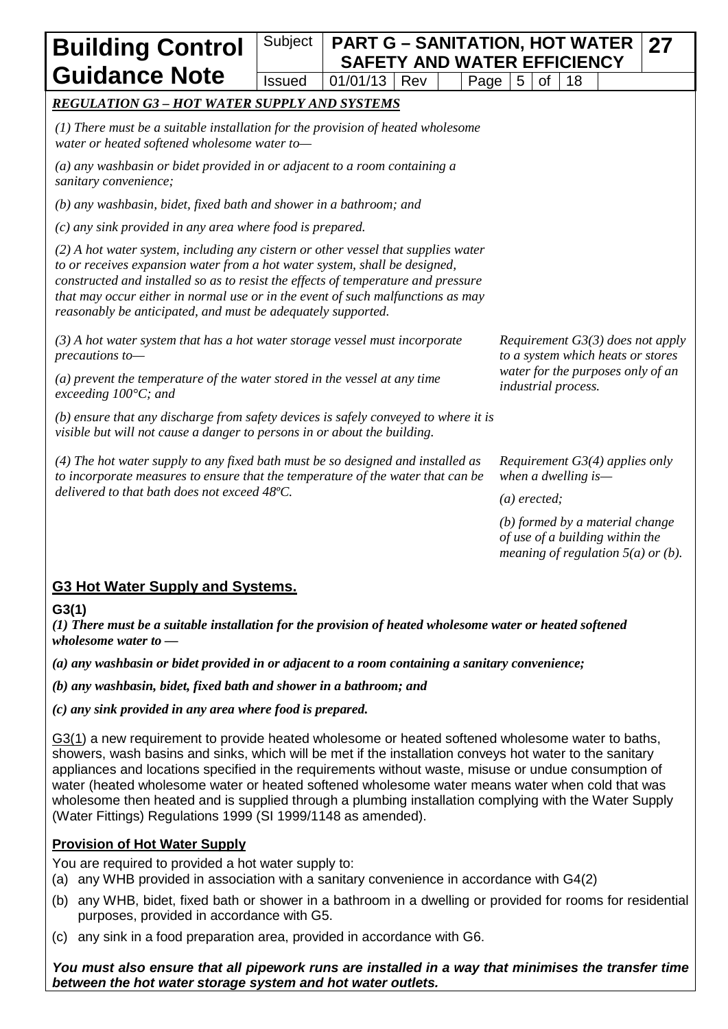## *REGULATION G3 – HOT WATER SUPPLY AND SYSTEMS*

*(1) There must be a suitable installation for the provision of heated wholesome water or heated softened wholesome water to—*

*(a) any washbasin or bidet provided in or adjacent to a room containing a sanitary convenience;*

*(b) any washbasin, bidet, fixed bath and shower in a bathroom; and*

*(c) any sink provided in any area where food is prepared.*

*(2) A hot water system, including any cistern or other vessel that supplies water to or receives expansion water from a hot water system, shall be designed, constructed and installed so as to resist the effects of temperature and pressure that may occur either in normal use or in the event of such malfunctions as may reasonably be anticipated, and must be adequately supported.*

*(3) A hot water system that has a hot water storage vessel must incorporate precautions to—*

*(a) prevent the temperature of the water stored in the vessel at any time exceeding 100°C; and*

*(b) ensure that any discharge from safety devices is safely conveyed to where it is visible but will not cause a danger to persons in or about the building.*

*Requirement G3(3) does not apply to a system which heats or stores water for the purposes only of an industrial process.*

*(4) The hot water supply to any fixed bath must be so designed and installed as to incorporate measures to ensure that the temperature of the water that can be delivered to that bath does not exceed 48ºC.*

*Requirement G3(4) applies only when a dwelling is—*

*(a) erected;*

*(b) formed by a material change of use of a building within the meaning of regulation 5(a) or (b).*

## G3 Hot Water Supply and Systems.

**G3(1)**

***(1) There must be a suitable installation for the provision of heated wholesome water or heated softened wholesome water to —***

***(a) any washbasin or bidet provided in or adjacent to a room containing a sanitary convenience;***

***(b) any washbasin, bidet, fixed bath and shower in a bathroom; and***

***(c) any sink provided in any area where food is prepared.***

G3(1) a new requirement to provide heated wholesome or heated softened wholesome water to baths, showers, wash basins and sinks, which will be met if the installation conveys hot water to the sanitary appliances and locations specified in the requirements without waste, misuse or undue consumption of water (heated wholesome water or heated softened wholesome water means water when cold that was wholesome then heated and is supplied through a plumbing installation complying with the Water Supply (Water Fittings) Regulations 1999 (SI 1999/1148 as amended).

### Provision of Hot Water Supply

You are required to provided a hot water supply to:

(a) any WHB provided in association with a sanitary convenience in accordance with G4(2)

(b) any WHB, bidet, fixed bath or shower in a bathroom in a dwelling or provided for rooms for residential purposes, provided in accordance with G5.

(c) any sink in a food preparation area, provided in accordance with G6.

***You must also ensure that all pipework runs are installed in a way that minimises the transfer time between the hot water storage system and hot water outlets.***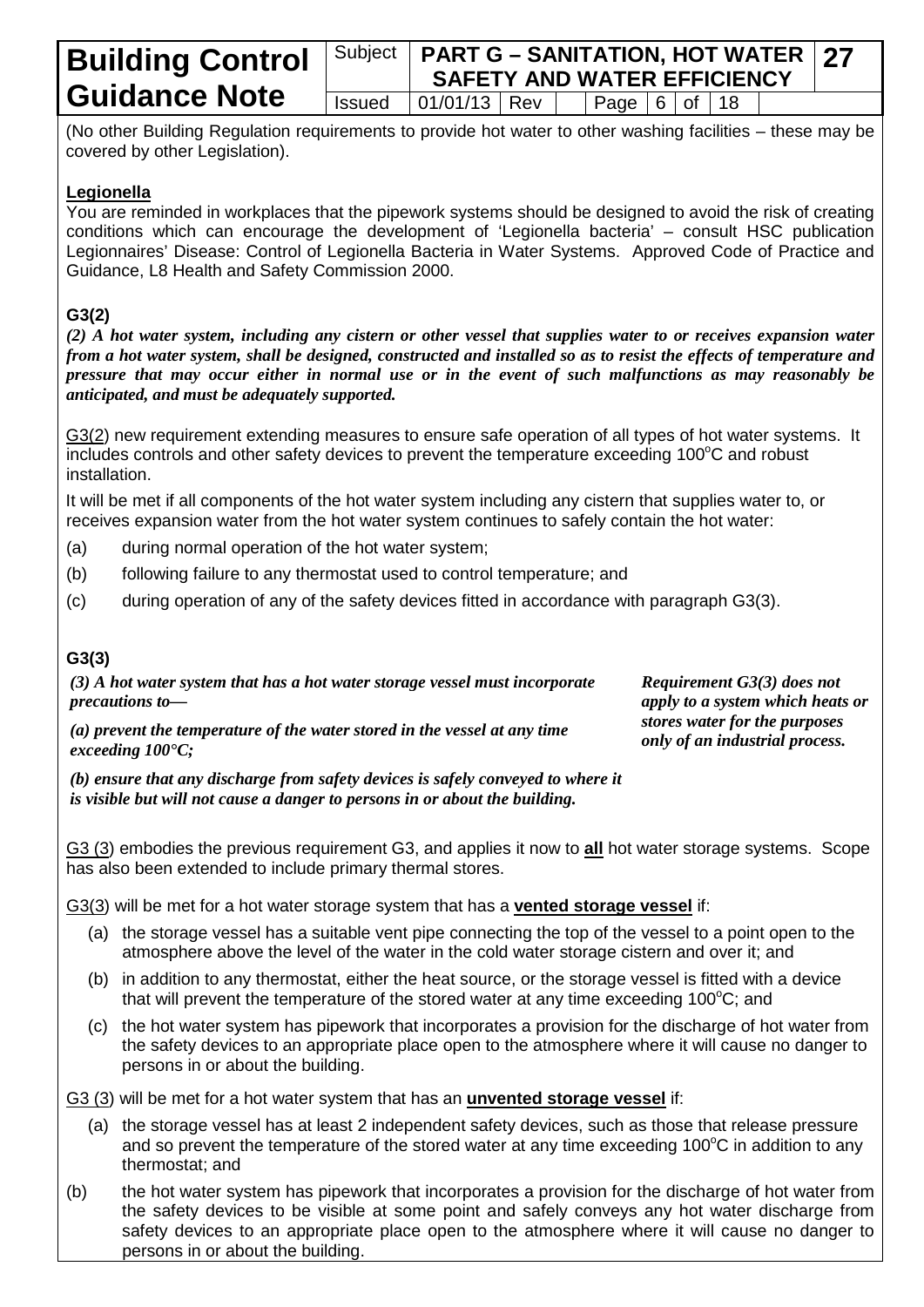(No other Building Regulation requirements to provide hot water to other washing facilities – these may be covered by other Legislation).

**Legionella**

You are reminded in workplaces that the pipework systems should be designed to avoid the risk of creating conditions which can encourage the development of 'Legionella bacteria' – consult HSC publication Legionnaires' Disease: Control of Legionella Bacteria in Water Systems. Approved Code of Practice and Guidance, L8 Health and Safety Commission 2000.

**G3(2)**

***(2) A hot water system, including any cistern or other vessel that supplies water to or receives expansion water from a hot water system, shall be designed, constructed and installed so as to resist the effects of temperature and pressure that may occur either in normal use or in the event of such malfunctions as may reasonably be anticipated, and must be adequately supported.***

G3(2) new requirement extending measures to ensure safe operation of all types of hot water systems. It includes controls and other safety devices to prevent the temperature exceeding 100°C and robust installation.

It will be met if all components of the hot water system including any cistern that supplies water to, or receives expansion water from the hot water system continues to safely contain the hot water:

(a) during normal operation of the hot water system;

(b) following failure to any thermostat used to control temperature; and

(c) during operation of any of the safety devices fitted in accordance with paragraph G3(3).

**G3(3)**

***(3) A hot water system that has a hot water storage vessel must incorporate precautions to—***

***(a) prevent the temperature of the water stored in the vessel at any time exceeding 100°C;***

***(b) ensure that any discharge from safety devices is safely conveyed to where it is visible but will not cause a danger to persons in or about the building.***

***Requirement G3(3) does not apply to a system which heats or stores water for the purposes only of an industrial process.***

G3 (3) embodies the previous requirement G3, and applies it now to **all** hot water storage systems. Scope has also been extended to include primary thermal stores.

G3(3) will be met for a hot water storage system that has a **vented storage vessel** if:

(a) the storage vessel has a suitable vent pipe connecting the top of the vessel to a point open to the atmosphere above the level of the water in the cold water storage cistern and over it; and

(b) in addition to any thermostat, either the heat source, or the storage vessel is fitted with a device that will prevent the temperature of the stored water at any time exceeding 100°C; and

(c) the hot water system has pipework that incorporates a provision for the discharge of hot water from the safety devices to an appropriate place open to the atmosphere where it will cause no danger to persons in or about the building.

G3 (3) will be met for a hot water system that has an **unvented storage vessel** if:

(a) the storage vessel has at least 2 independent safety devices, such as those that release pressure and so prevent the temperature of the stored water at any time exceeding 100°C in addition to any thermostat; and

(b) the hot water system has pipework that incorporates a provision for the discharge of hot water from the safety devices to be visible at some point and safely conveys any hot water discharge from safety devices to an appropriate place open to the atmosphere where it will cause no danger to persons in or about the building.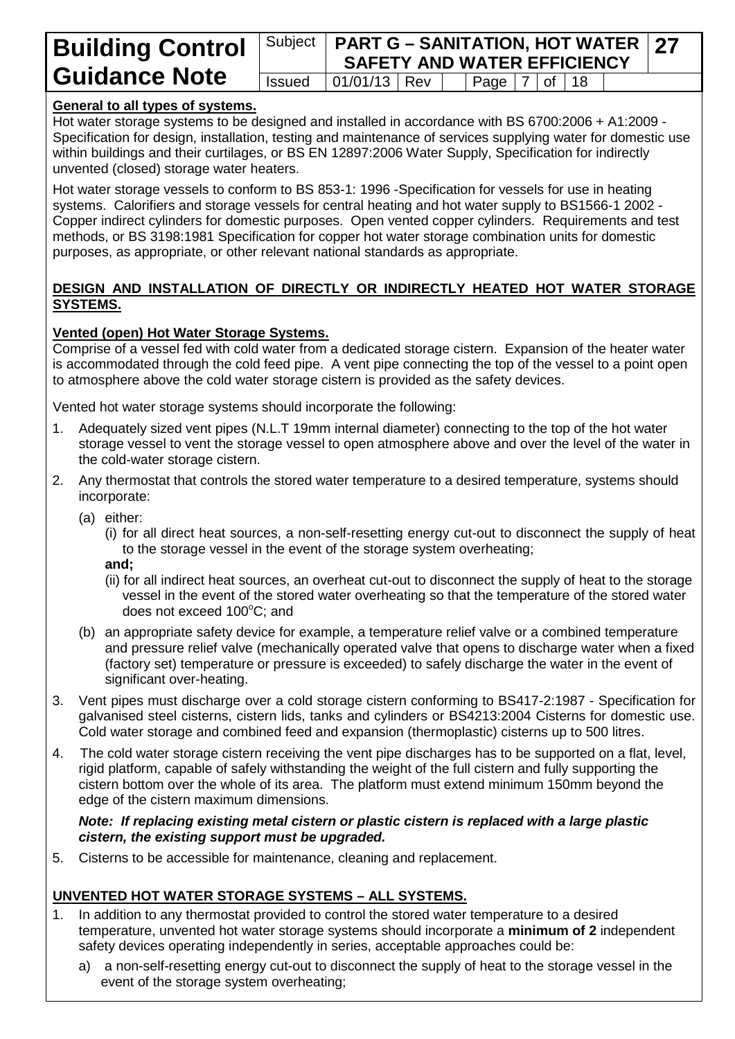**General to all types of systems.**

Hot water storage systems to be designed and installed in accordance with BS 6700:2006 + A1:2009 - Specification for design, installation, testing and maintenance of services supplying water for domestic use within buildings and their curtilages, or BS EN 12897:2006 Water Supply, Specification for indirectly unvented (closed) storage water heaters.

Hot water storage vessels to conform to BS 853-1: 1996 -Specification for vessels for use in heating systems. Calorifiers and storage vessels for central heating and hot water supply to BS1566-1 2002 - Copper indirect cylinders for domestic purposes. Open vented copper cylinders. Requirements and test methods, or BS 3198:1981 Specification for copper hot water storage combination units for domestic purposes, as appropriate, or other relevant national standards as appropriate.

**DESIGN AND INSTALLATION OF DIRECTLY OR INDIRECTLY HEATED HOT WATER STORAGE SYSTEMS.**

**Vented (open) Hot Water Storage Systems.**

Comprise of a vessel fed with cold water from a dedicated storage cistern. Expansion of the heater water is accommodated through the cold feed pipe. A vent pipe connecting the top of the vessel to a point open to atmosphere above the cold water storage cistern is provided as the safety devices.

Vented hot water storage systems should incorporate the following:

1. Adequately sized vent pipes (N.L.T 19mm internal diameter) connecting to the top of the hot water storage vessel to vent the storage vessel to open atmosphere above and over the level of the water in the cold-water storage cistern.
2. Any thermostat that controls the stored water temperature to a desired temperature, systems should incorporate:
   (a) either:
      (i) for all direct heat sources, a non-self-resetting energy cut-out to disconnect the supply of heat to the storage vessel in the event of the storage system overheating;
      **and;**
      (ii) for all indirect heat sources, an overheat cut-out to disconnect the supply of heat to the storage vessel in the event of the stored water overheating so that the temperature of the stored water does not exceed 100°C; and
   (b) an appropriate safety device for example, a temperature relief valve or a combined temperature and pressure relief valve (mechanically operated valve that opens to discharge water when a fixed (factory set) temperature or pressure is exceeded) to safely discharge the water in the event of significant over-heating.
3. Vent pipes must discharge over a cold storage cistern conforming to BS417-2:1987 - Specification for galvanised steel cisterns, cistern lids, tanks and cylinders or BS4213:2004 Cisterns for domestic use. Cold water storage and combined feed and expansion (thermoplastic) cisterns up to 500 litres.
4. The cold water storage cistern receiving the vent pipe discharges has to be supported on a flat, level, rigid platform, capable of safely withstanding the weight of the full cistern and fully supporting the cistern bottom over the whole of its area. The platform must extend minimum 150mm beyond the edge of the cistern maximum dimensions.

   ***Note: If replacing existing metal cistern or plastic cistern is replaced with a large plastic cistern, the existing support must be upgraded.***
5. Cisterns to be accessible for maintenance, cleaning and replacement.

**UNVENTED HOT WATER STORAGE SYSTEMS – ALL SYSTEMS.**

1. In addition to any thermostat provided to control the stored water temperature to a desired temperature, unvented hot water storage systems should incorporate a **minimum of 2** independent safety devices operating independently in series, acceptable approaches could be:
   a) a non-self-resetting energy cut-out to disconnect the supply of heat to the storage vessel in the event of the storage system overheating;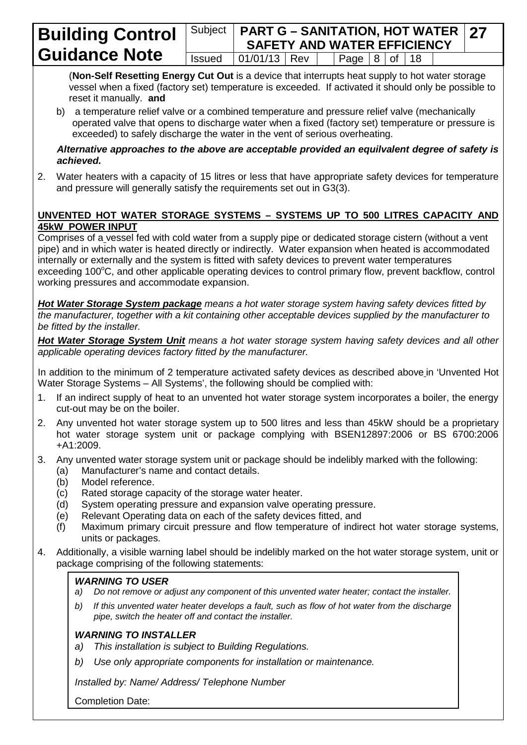(**Non-Self Resetting Energy Cut Out** is a device that interrupts heat supply to hot water storage vessel when a fixed (factory set) temperature is exceeded. If activated it should only be possible to reset it manually. **and**

b) a temperature relief valve or a combined temperature and pressure relief valve (mechanically operated valve that opens to discharge water when a fixed (factory set) temperature or pressure is exceeded) to safely discharge the water in the vent of serious overheating.

***Alternative approaches to the above are acceptable provided an equilvalent degree of safety is achieved.***

2. Water heaters with a capacity of 15 litres or less that have appropriate safety devices for temperature and pressure will generally satisfy the requirements set out in G3(3).

**UNVENTED HOT WATER STORAGE SYSTEMS – SYSTEMS UP TO 500 LITRES CAPACITY AND 45kW POWER INPUT**

Comprises of a vessel fed with cold water from a supply pipe or dedicated storage cistern (without a vent pipe) and in which water is heated directly or indirectly. Water expansion when heated is accommodated internally or externally and the system is fitted with safety devices to prevent water temperatures exceeding 100°C, and other applicable operating devices to control primary flow, prevent backflow, control working pressures and accommodate expansion.

***Hot Water Storage System package*** *means a hot water storage system having safety devices fitted by the manufacturer, together with a kit containing other acceptable devices supplied by the manufacturer to be fitted by the installer.*

***Hot Water Storage System Unit*** *means a hot water storage system having safety devices and all other applicable operating devices factory fitted by the manufacturer.*

In addition to the minimum of 2 temperature activated safety devices as described above in 'Unvented Hot Water Storage Systems – All Systems', the following should be complied with:

1. If an indirect supply of heat to an unvented hot water storage system incorporates a boiler, the energy cut-out may be on the boiler.
2. Any unvented hot water storage system up to 500 litres and less than 45kW should be a proprietary hot water storage system unit or package complying with BSEN12897:2006 or BS 6700:2006 +A1:2009.
3. Any unvented water storage system unit or package should be indelibly marked with the following:
   (a) Manufacturer's name and contact details.
   (b) Model reference.
   (c) Rated storage capacity of the storage water heater.
   (d) System operating pressure and expansion valve operating pressure.
   (e) Relevant Operating data on each of the safety devices fitted, and
   (f) Maximum primary circuit pressure and flow temperature of indirect hot water storage systems, units or packages.
4. Additionally, a visible warning label should be indelibly marked on the hot water storage system, unit or package comprising of the following statements:

***WARNING TO USER***

*a) Do not remove or adjust any component of this unvented water heater; contact the installer.*

*b) If this unvented water heater develops a fault, such as flow of hot water from the discharge pipe, switch the heater off and contact the installer.*

***WARNING TO INSTALLER***

*a) This installation is subject to Building Regulations.*

*b) Use only appropriate components for installation or maintenance.*

*Installed by: Name/ Address/ Telephone Number*

Completion Date: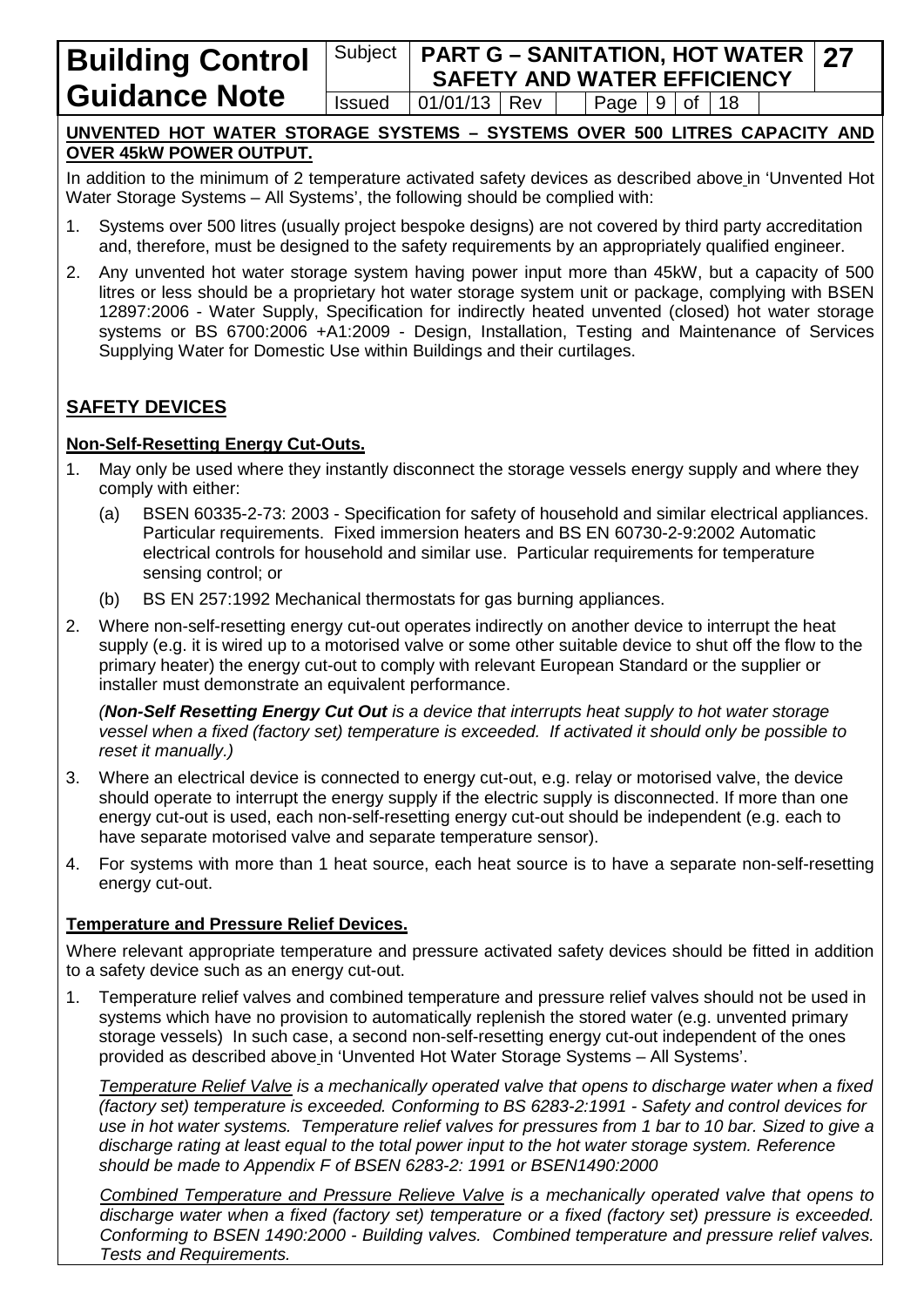**UNVENTED HOT WATER STORAGE SYSTEMS – SYSTEMS OVER 500 LITRES CAPACITY AND OVER 45kW POWER OUTPUT.**

In addition to the minimum of 2 temperature activated safety devices as described above in 'Unvented Hot Water Storage Systems – All Systems', the following should be complied with:

1. Systems over 500 litres (usually project bespoke designs) are not covered by third party accreditation and, therefore, must be designed to the safety requirements by an appropriately qualified engineer.
2. Any unvented hot water storage system having power input more than 45kW, but a capacity of 500 litres or less should be a proprietary hot water storage system unit or package, complying with BSEN 12897:2006 - Water Supply, Specification for indirectly heated unvented (closed) hot water storage systems or BS 6700:2006 +A1:2009 - Design, Installation, Testing and Maintenance of Services Supplying Water for Domestic Use within Buildings and their curtilages.

## SAFETY DEVICES

### Non-Self-Resetting Energy Cut-Outs.

1. May only be used where they instantly disconnect the storage vessels energy supply and where they comply with either:
   (a) BSEN 60335-2-73: 2003 - Specification for safety of household and similar electrical appliances. Particular requirements. Fixed immersion heaters and BS EN 60730-2-9:2002 Automatic electrical controls for household and similar use. Particular requirements for temperature sensing control; or
   (b) BS EN 257:1992 Mechanical thermostats for gas burning appliances.
2. Where non-self-resetting energy cut-out operates indirectly on another device to interrupt the heat supply (e.g. it is wired up to a motorised valve or some other suitable device to shut off the flow to the primary heater) the energy cut-out to comply with relevant European Standard or the supplier or installer must demonstrate an equivalent performance.

   *(**Non-Self Resetting Energy Cut Out** is a device that interrupts heat supply to hot water storage vessel when a fixed (factory set) temperature is exceeded. If activated it should only be possible to reset it manually.)*
3. Where an electrical device is connected to energy cut-out, e.g. relay or motorised valve, the device should operate to interrupt the energy supply if the electric supply is disconnected. If more than one energy cut-out is used, each non-self-resetting energy cut-out should be independent (e.g. each to have separate motorised valve and separate temperature sensor).
4. For systems with more than 1 heat source, each heat source is to have a separate non-self-resetting energy cut-out.

### Temperature and Pressure Relief Devices.

Where relevant appropriate temperature and pressure activated safety devices should be fitted in addition to a safety device such as an energy cut-out.

1. Temperature relief valves and combined temperature and pressure relief valves should not be used in systems which have no provision to automatically replenish the stored water (e.g. unvented primary storage vessels) In such case, a second non-self-resetting energy cut-out independent of the ones provided as described above in 'Unvented Hot Water Storage Systems – All Systems'.

   *<u>Temperature Relief Valve</u> is a mechanically operated valve that opens to discharge water when a fixed (factory set) temperature is exceeded. Conforming to BS 6283-2:1991 - Safety and control devices for use in hot water systems. Temperature relief valves for pressures from 1 bar to 10 bar. Sized to give a discharge rating at least equal to the total power input to the hot water storage system. Reference should be made to Appendix F of BSEN 6283-2: 1991 or BSEN1490:2000*

   *<u>Combined Temperature and Pressure Relieve Valve</u> is a mechanically operated valve that opens to discharge water when a fixed (factory set) temperature or a fixed (factory set) pressure is exceeded. Conforming to BSEN 1490:2000 - Building valves. Combined temperature and pressure relief valves. Tests and Requirements.*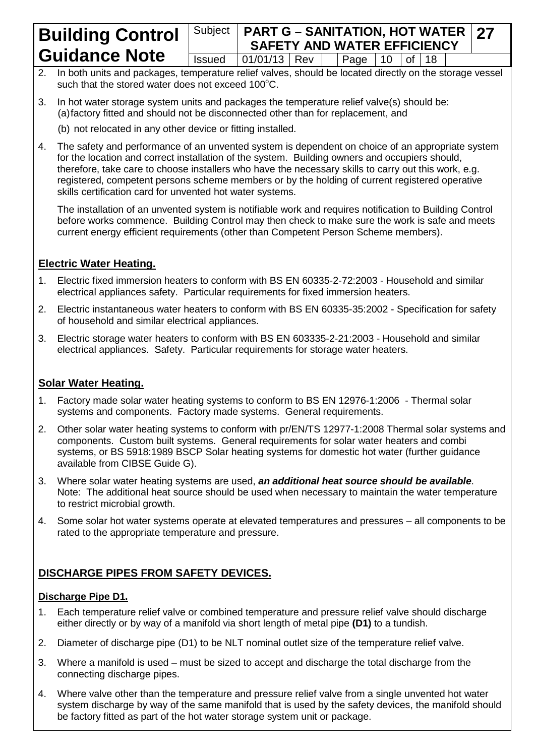2. In both units and packages, temperature relief valves, should be located directly on the storage vessel such that the stored water does not exceed 100°C.

3. In hot water storage system units and packages the temperature relief valve(s) should be:
   (a) factory fitted and should not be disconnected other than for replacement, and

   (b) not relocated in any other device or fitting installed.

4. The safety and performance of an unvented system is dependent on choice of an appropriate system for the location and correct installation of the system. Building owners and occupiers should, therefore, take care to choose installers who have the necessary skills to carry out this work, e.g. registered, competent persons scheme members or by the holding of current registered operative skills certification card for unvented hot water systems.

   The installation of an unvented system is notifiable work and requires notification to Building Control before works commence. Building Control may then check to make sure the work is safe and meets current energy efficient requirements (other than Competent Person Scheme members).

## Electric Water Heating.

1. Electric fixed immersion heaters to conform with BS EN 60335-2-72:2003 - Household and similar electrical appliances safety. Particular requirements for fixed immersion heaters.
2. Electric instantaneous water heaters to conform with BS EN 60335-35:2002 - Specification for safety of household and similar electrical appliances.
3. Electric storage water heaters to conform with BS EN 603335-2-21:2003 - Household and similar electrical appliances. Safety. Particular requirements for storage water heaters.

## Solar Water Heating.

1. Factory made solar water heating systems to conform to BS EN 12976-1:2006 - Thermal solar systems and components. Factory made systems. General requirements.
2. Other solar water heating systems to conform with pr/EN/TS 12977-1:2008 Thermal solar systems and components. Custom built systems. General requirements for solar water heaters and combi systems, or BS 5918:1989 BSCP Solar heating systems for domestic hot water (further guidance available from CIBSE Guide G).
3. Where solar water heating systems are used, ***an additional heat source should be available***.
   Note: The additional heat source should be used when necessary to maintain the water temperature to restrict microbial growth.
4. Some solar hot water systems operate at elevated temperatures and pressures – all components to be rated to the appropriate temperature and pressure.

## DISCHARGE PIPES FROM SAFETY DEVICES.

### Discharge Pipe D1.

1. Each temperature relief valve or combined temperature and pressure relief valve should discharge either directly or by way of a manifold via short length of metal pipe **(D1)** to a tundish.
2. Diameter of discharge pipe (D1) to be NLT nominal outlet size of the temperature relief valve.
3. Where a manifold is used – must be sized to accept and discharge the total discharge from the connecting discharge pipes.
4. Where valve other than the temperature and pressure relief valve from a single unvented hot water system discharge by way of the same manifold that is used by the safety devices, the manifold should be factory fitted as part of the hot water storage system unit or package.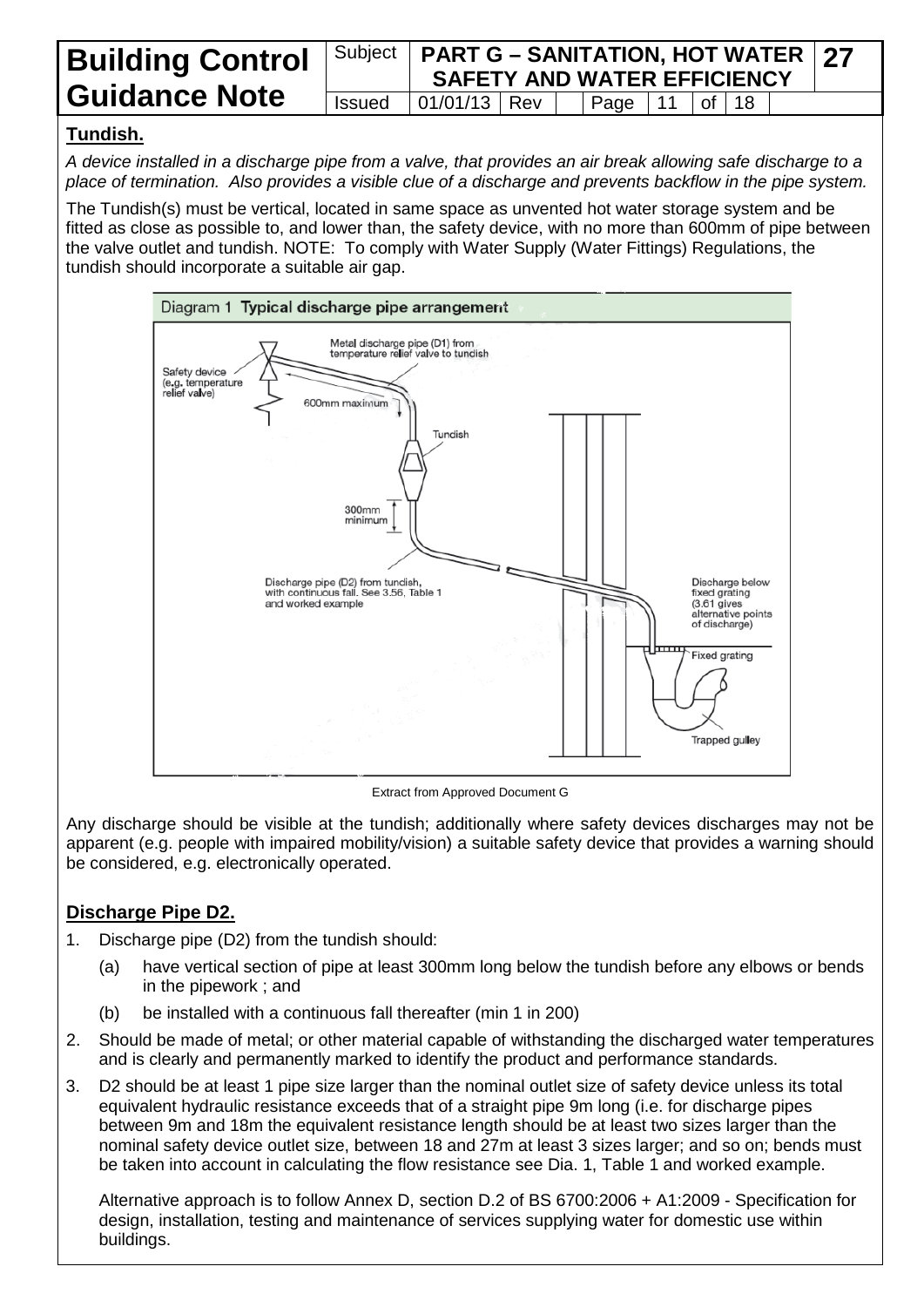## Tundish.

*A device installed in a discharge pipe from a valve, that provides an air break allowing safe discharge to a place of termination. Also provides a visible clue of a discharge and prevents backflow in the pipe system.*

The Tundish(s) must be vertical, located in same space as unvented hot water storage system and be fitted as close as possible to, and lower than, the safety device, with no more than 600mm of pipe between the valve outlet and tundish. NOTE: To comply with Water Supply (Water Fittings) Regulations, the tundish should incorporate a suitable air gap.

Diagram 1 **Typical discharge pipe arrangement**

Extract from Approved Document G

Any discharge should be visible at the tundish; additionally where safety devices discharges may not be apparent (e.g. people with impaired mobility/vision) a suitable safety device that provides a warning should be considered, e.g. electronically operated.

## Discharge Pipe D2.

1. Discharge pipe (D2) from the tundish should:
   (a) have vertical section of pipe at least 300mm long below the tundish before any elbows or bends in the pipework ; and
   (b) be installed with a continuous fall thereafter (min 1 in 200)
2. Should be made of metal; or other material capable of withstanding the discharged water temperatures and is clearly and permanently marked to identify the product and performance standards.
3. D2 should be at least 1 pipe size larger than the nominal outlet size of safety device unless its total equivalent hydraulic resistance exceeds that of a straight pipe 9m long (i.e. for discharge pipes between 9m and 18m the equivalent resistance length should be at least two sizes larger than the nominal safety device outlet size, between 18 and 27m at least 3 sizes larger; and so on; bends must be taken into account in calculating the flow resistance see Dia. 1, Table 1 and worked example.

   Alternative approach is to follow Annex D, section D.2 of BS 6700:2006 + A1:2009 - Specification for design, installation, testing and maintenance of services supplying water for domestic use within buildings.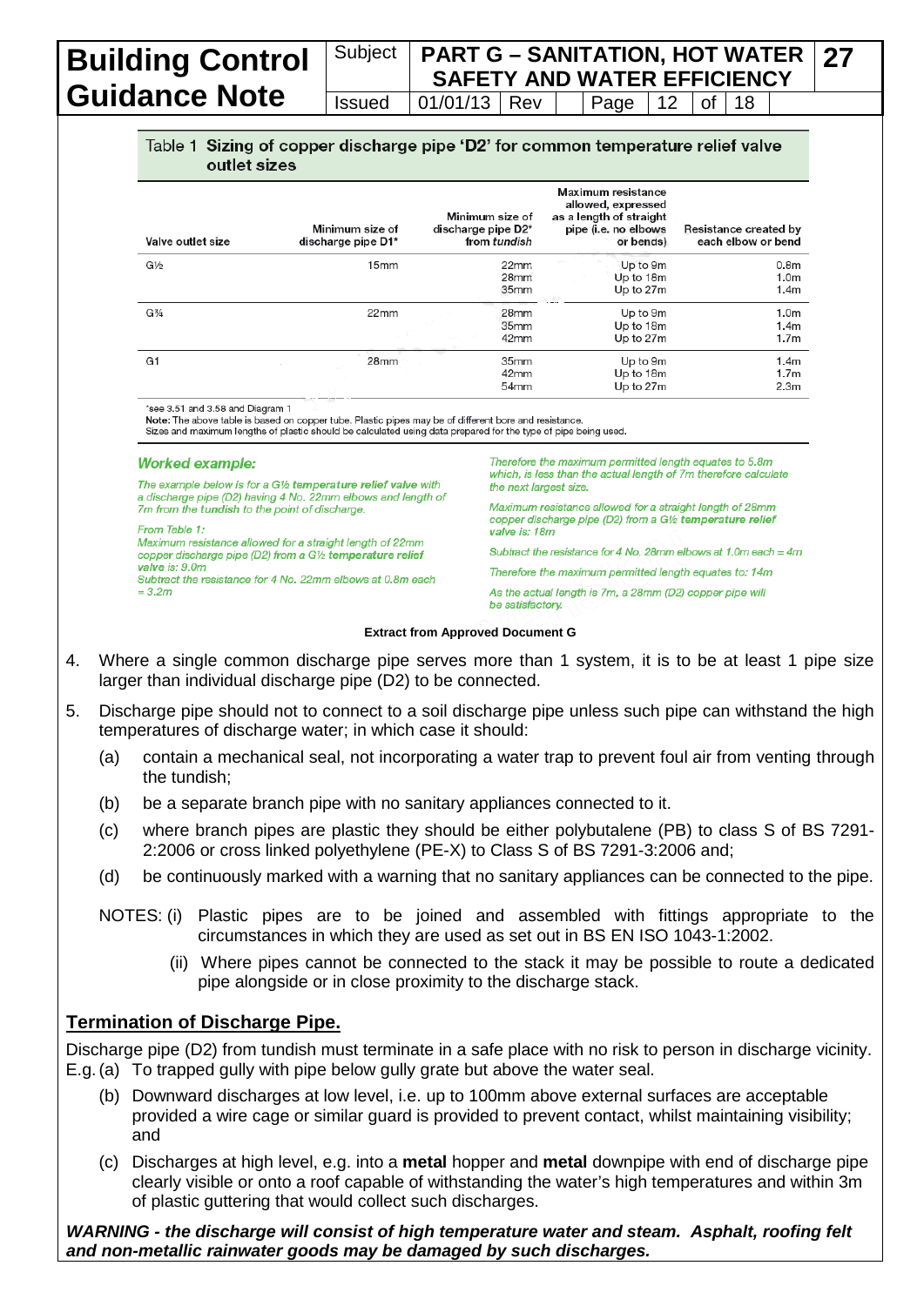Table 1 **Sizing of copper discharge pipe 'D2' for common temperature relief valve outlet sizes**

| Valve outlet size | Minimum size of discharge pipe D1* | Minimum size of discharge pipe D2* from *tundish* | Maximum resistance allowed, expressed as a length of straight pipe (i.e. no elbows or bends) | Resistance created by each elbow or bend |
|---|---|---|---|---|
| G½ | 15mm | 22mm | Up to 9m | 0.8m |
| | | 28mm | Up to 18m | 1.0m |
| | | 35mm | Up to 27m | 1.4m |
| G¾ | 22mm | 28mm | Up to 9m | 1.0m |
| | | 35mm | Up to 18m | 1.4m |
| | | 42mm | Up to 27m | 1.7m |
| G1 | 28mm | 35mm | Up to 9m | 1.4m |
| | | 42mm | Up to 18m | 1.7m |
| | | 54mm | Up to 27m | 2.3m |

*see 3.51 and 3.58 and Diagram 1

**Note:** The above table is based on copper tube. Plastic pipes may be of different bore and resistance. Sizes and maximum lengths of plastic should be calculated using data prepared for the type of pipe being used.

***Worked example:***

*The example below is for a G½ **temperature relief valve** with a discharge pipe (D2) having 4 No. 22mm elbows and length of 7m from the **tundish** to the point of discharge.*

*From Table 1:*

*Maximum resistance allowed for a straight length of 22mm copper discharge pipe (D2) from a G½ **temperature relief valve** is: 9.0m*

*Subtract the resistance for 4 No. 22mm elbows at 0.8m each = 3.2m*

*Therefore the maximum permitted length equates to 5.8m which, is less than the actual length of 7m therefore calculate the next largest size.*

*Maximum resistance allowed for a straight length of 28mm copper discharge pipe (D2) from a G½ **temperature relief valve** is: 18m*

*Subtract the resistance for 4 No. 28mm elbows at 1.0m each = 4m*

*Therefore the maximum permitted length equates to: 14m*

*As the actual length is 7m, a 28mm (D2) copper pipe will be satisfactory.*

**Extract from Approved Document G**

4. Where a single common discharge pipe serves more than 1 system, it is to be at least 1 pipe size larger than individual discharge pipe (D2) to be connected.

5. Discharge pipe should not to connect to a soil discharge pipe unless such pipe can withstand the high temperatures of discharge water; in which case it should:
   - (a) contain a mechanical seal, not incorporating a water trap to prevent foul air from venting through the tundish;
   - (b) be a separate branch pipe with no sanitary appliances connected to it.
   - (c) where branch pipes are plastic they should be either polybutalene (PB) to class S of BS 7291-2:2006 or cross linked polyethylene (PE-X) to Class S of BS 7291-3:2006 and;
   - (d) be continuously marked with a warning that no sanitary appliances can be connected to the pipe.

   NOTES: (i) Plastic pipes are to be joined and assembled with fittings appropriate to the circumstances in which they are used as set out in BS EN ISO 1043-1:2002.

   (ii) Where pipes cannot be connected to the stack it may be possible to route a dedicated pipe alongside or in close proximity to the discharge stack.

## Termination of Discharge Pipe.

Discharge pipe (D2) from tundish must terminate in a safe place with no risk to person in discharge vicinity.

E.g. (a) To trapped gully with pipe below gully grate but above the water seal.

(b) Downward discharges at low level, i.e. up to 100mm above external surfaces are acceptable provided a wire cage or similar guard is provided to prevent contact, whilst maintaining visibility; and

(c) Discharges at high level, e.g. into a **metal** hopper and **metal** downpipe with end of discharge pipe clearly visible or onto a roof capable of withstanding the water's high temperatures and within 3m of plastic guttering that would collect such discharges.

***WARNING - the discharge will consist of high temperature water and steam. Asphalt, roofing felt and non-metallic rainwater goods may be damaged by such discharges.***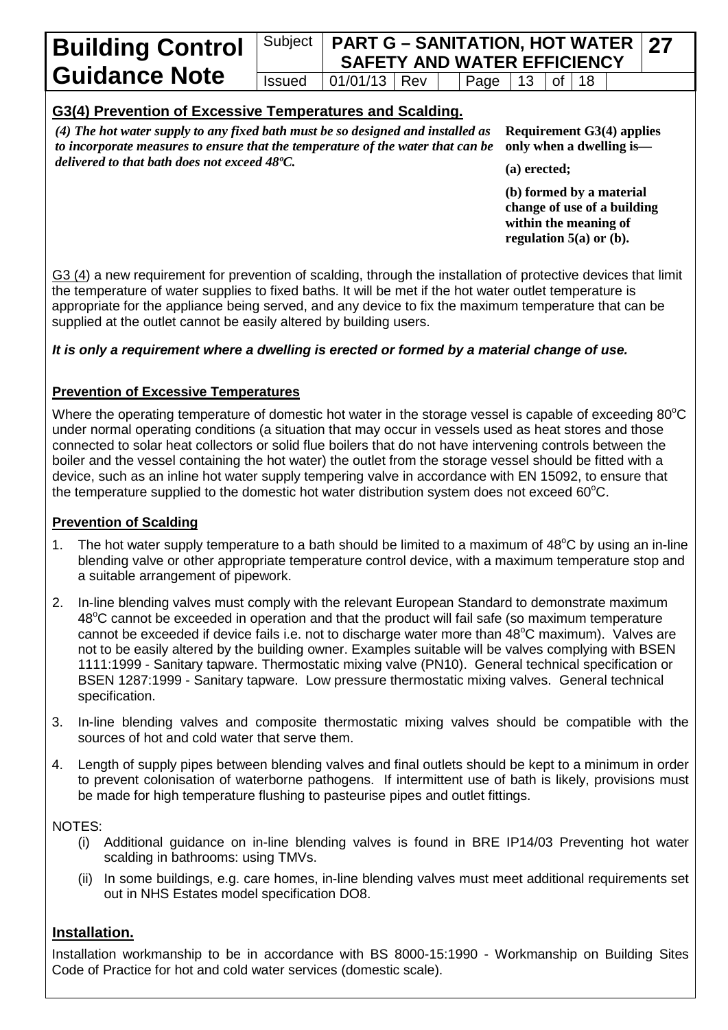## G3(4) Prevention of Excessive Temperatures and Scalding.

*(4) The hot water supply to any fixed bath must be so designed and installed as to incorporate measures to ensure that the temperature of the water that can be delivered to that bath does not exceed 48ºC.*

**Requirement G3(4) applies only when a dwelling is—**

**(a) erected;**

**(b) formed by a material change of use of a building within the meaning of regulation 5(a) or (b).**

G3 (4) a new requirement for prevention of scalding, through the installation of protective devices that limit the temperature of water supplies to fixed baths. It will be met if the hot water outlet temperature is appropriate for the appliance being served, and any device to fix the maximum temperature that can be supplied at the outlet cannot be easily altered by building users.

***It is only a requirement where a dwelling is erected or formed by a material change of use.***

### Prevention of Excessive Temperatures

Where the operating temperature of domestic hot water in the storage vessel is capable of exceeding 80°C under normal operating conditions (a situation that may occur in vessels used as heat stores and those connected to solar heat collectors or solid flue boilers that do not have intervening controls between the boiler and the vessel containing the hot water) the outlet from the storage vessel should be fitted with a device, such as an inline hot water supply tempering valve in accordance with EN 15092, to ensure that the temperature supplied to the domestic hot water distribution system does not exceed 60°C.

### Prevention of Scalding

1. The hot water supply temperature to a bath should be limited to a maximum of 48°C by using an in-line blending valve or other appropriate temperature control device, with a maximum temperature stop and a suitable arrangement of pipework.
2. In-line blending valves must comply with the relevant European Standard to demonstrate maximum 48°C cannot be exceeded in operation and that the product will fail safe (so maximum temperature cannot be exceeded if device fails i.e. not to discharge water more than 48°C maximum). Valves are not to be easily altered by the building owner. Examples suitable will be valves complying with BSEN 1111:1999 - Sanitary tapware. Thermostatic mixing valve (PN10). General technical specification or BSEN 1287:1999 - Sanitary tapware. Low pressure thermostatic mixing valves. General technical specification.
3. In-line blending valves and composite thermostatic mixing valves should be compatible with the sources of hot and cold water that serve them.
4. Length of supply pipes between blending valves and final outlets should be kept to a minimum in order to prevent colonisation of waterborne pathogens. If intermittent use of bath is likely, provisions must be made for high temperature flushing to pasteurise pipes and outlet fittings.

NOTES:

(i) Additional guidance on in-line blending valves is found in BRE IP14/03 Preventing hot water scalding in bathrooms: using TMVs.

(ii) In some buildings, e.g. care homes, in-line blending valves must meet additional requirements set out in NHS Estates model specification DO8.

## Installation.

Installation workmanship to be in accordance with BS 8000-15:1990 - Workmanship on Building Sites Code of Practice for hot and cold water services (domestic scale).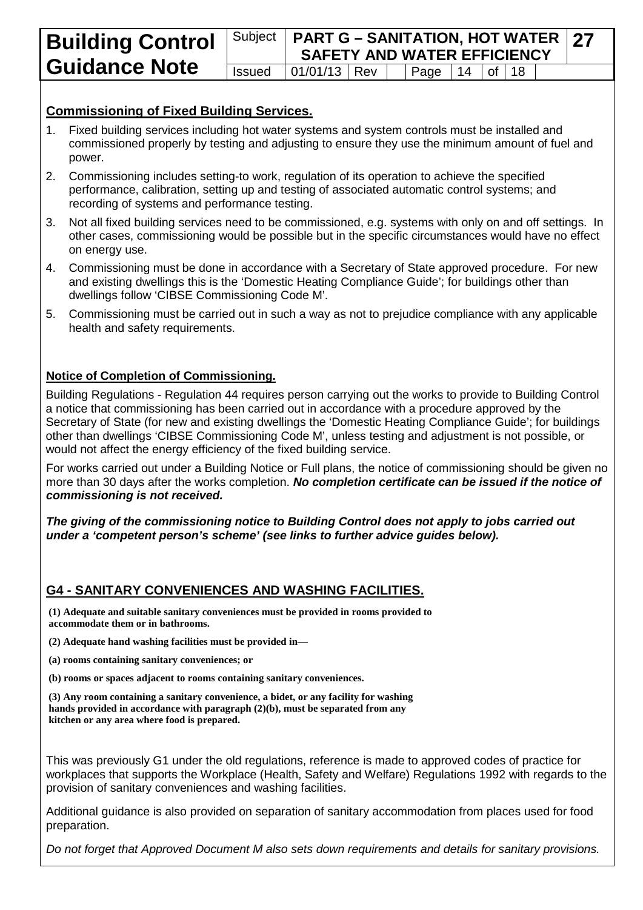## Commissioning of Fixed Building Services.

1. Fixed building services including hot water systems and system controls must be installed and commissioned properly by testing and adjusting to ensure they use the minimum amount of fuel and power.
2. Commissioning includes setting-to work, regulation of its operation to achieve the specified performance, calibration, setting up and testing of associated automatic control systems; and recording of systems and performance testing.
3. Not all fixed building services need to be commissioned, e.g. systems with only on and off settings. In other cases, commissioning would be possible but in the specific circumstances would have no effect on energy use.
4. Commissioning must be done in accordance with a Secretary of State approved procedure. For new and existing dwellings this is the 'Domestic Heating Compliance Guide'; for buildings other than dwellings follow 'CIBSE Commissioning Code M'.
5. Commissioning must be carried out in such a way as not to prejudice compliance with any applicable health and safety requirements.

## Notice of Completion of Commissioning.

Building Regulations - Regulation 44 requires person carrying out the works to provide to Building Control a notice that commissioning has been carried out in accordance with a procedure approved by the Secretary of State (for new and existing dwellings the 'Domestic Heating Compliance Guide'; for buildings other than dwellings 'CIBSE Commissioning Code M', unless testing and adjustment is not possible, or would not affect the energy efficiency of the fixed building service.

For works carried out under a Building Notice or Full plans, the notice of commissioning should be given no more than 30 days after the works completion. ***No completion certificate can be issued if the notice of commissioning is not received.***

***The giving of the commissioning notice to Building Control does not apply to jobs carried out under a 'competent person's scheme' (see links to further advice guides below).***

## G4 - SANITARY CONVENIENCES AND WASHING FACILITIES.

**(1) Adequate and suitable sanitary conveniences must be provided in rooms provided to accommodate them or in bathrooms.**

**(2) Adequate hand washing facilities must be provided in—**

**(a) rooms containing sanitary conveniences; or**

**(b) rooms or spaces adjacent to rooms containing sanitary conveniences.**

**(3) Any room containing a sanitary convenience, a bidet, or any facility for washing hands provided in accordance with paragraph (2)(b), must be separated from any kitchen or any area where food is prepared.**

This was previously G1 under the old regulations, reference is made to approved codes of practice for workplaces that supports the Workplace (Health, Safety and Welfare) Regulations 1992 with regards to the provision of sanitary conveniences and washing facilities.

Additional guidance is also provided on separation of sanitary accommodation from places used for food preparation.

*Do not forget that Approved Document M also sets down requirements and details for sanitary provisions.*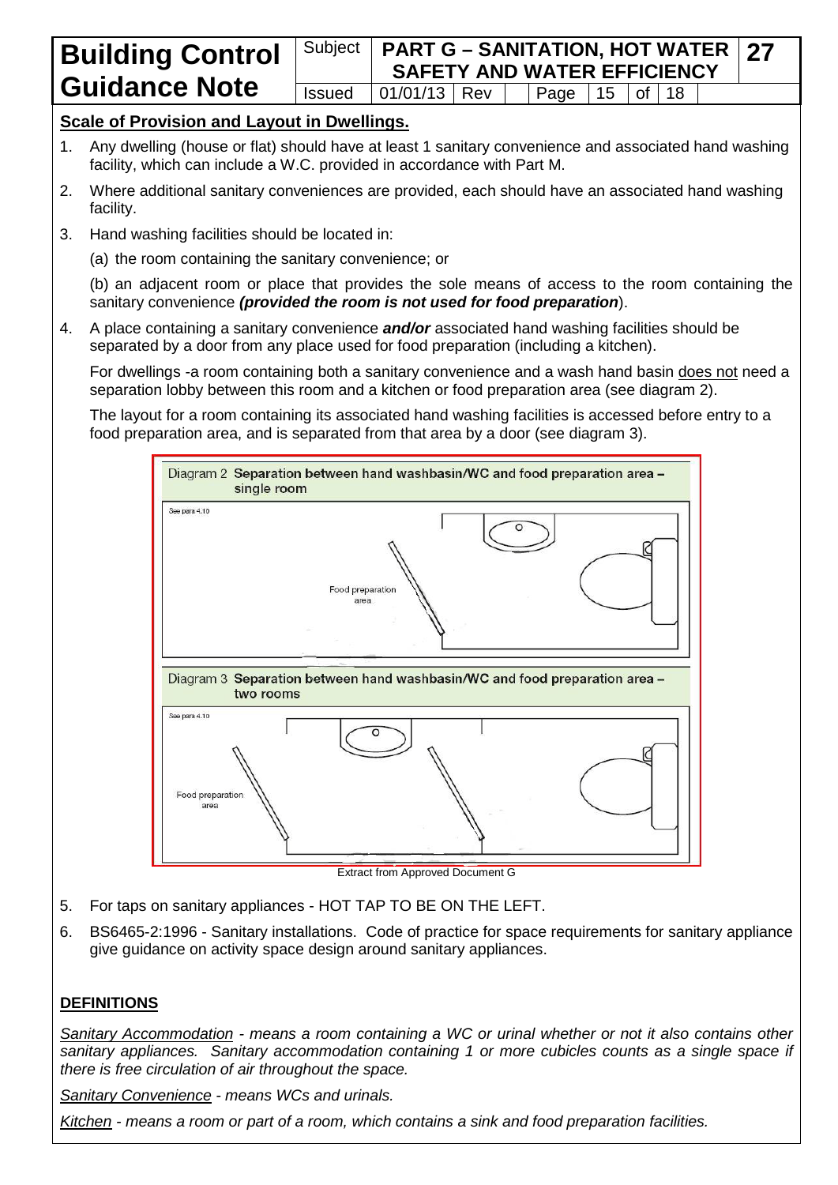## Scale of Provision and Layout in Dwellings.

1. Any dwelling (house or flat) should have at least 1 sanitary convenience and associated hand washing facility, which can include a W.C. provided in accordance with Part M.
2. Where additional sanitary conveniences are provided, each should have an associated hand washing facility.
3. Hand washing facilities should be located in:

   (a) the room containing the sanitary convenience; or

   (b) an adjacent room or place that provides the sole means of access to the room containing the sanitary convenience ***(provided the room is not used for food preparation)***.
4. A place containing a sanitary convenience ***and/or*** associated hand washing facilities should be separated by a door from any place used for food preparation (including a kitchen).

   For dwellings -a room containing both a sanitary convenience and a wash hand basin does not need a separation lobby between this room and a kitchen or food preparation area (see diagram 2).

   The layout for a room containing its associated hand washing facilities is accessed before entry to a food preparation area, and is separated from that area by a door (see diagram 3).

Diagram 2 **Separation between hand washbasin/WC and food preparation area – single room**

See para 4.10

Food preparation area

Diagram 3 **Separation between hand washbasin/WC and food preparation area – two rooms**

See para 4.10

Food preparation area

Extract from Approved Document G

5. For taps on sanitary appliances - HOT TAP TO BE ON THE LEFT.
6. BS6465-2:1996 - Sanitary installations. Code of practice for space requirements for sanitary appliance give guidance on activity space design around sanitary appliances.

## DEFINITIONS

*Sanitary Accommodation - means a room containing a WC or urinal whether or not it also contains other sanitary appliances. Sanitary accommodation containing 1 or more cubicles counts as a single space if there is free circulation of air throughout the space.*

*Sanitary Convenience - means WCs and urinals.*

*Kitchen - means a room or part of a room, which contains a sink and food preparation facilities.*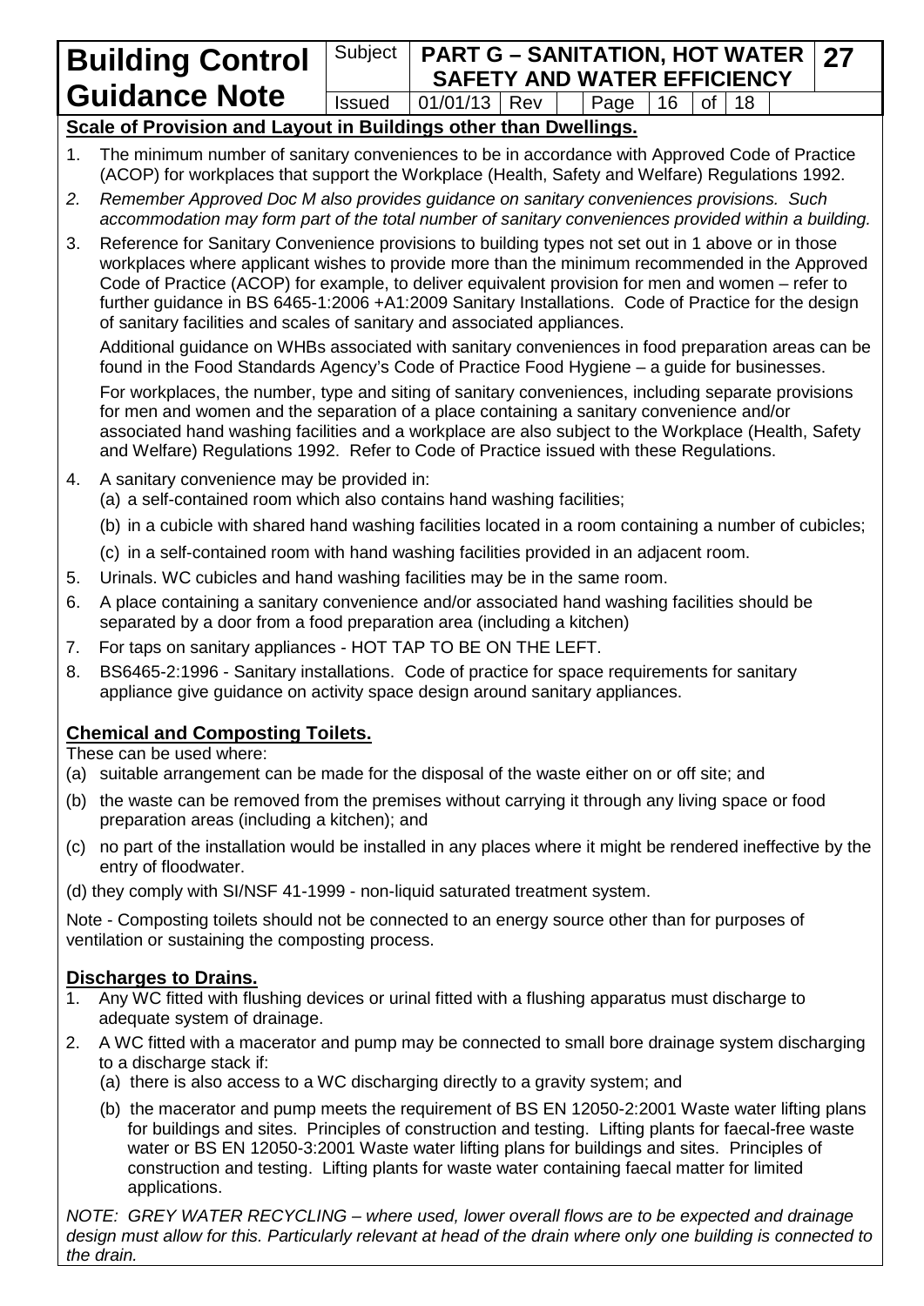## Scale of Provision and Layout in Buildings other than Dwellings.

1. The minimum number of sanitary conveniences to be in accordance with Approved Code of Practice (ACOP) for workplaces that support the Workplace (Health, Safety and Welfare) Regulations 1992.
2. *Remember Approved Doc M also provides guidance on sanitary conveniences provisions. Such accommodation may form part of the total number of sanitary conveniences provided within a building.*
3. Reference for Sanitary Convenience provisions to building types not set out in 1 above or in those workplaces where applicant wishes to provide more than the minimum recommended in the Approved Code of Practice (ACOP) for example, to deliver equivalent provision for men and women – refer to further guidance in BS 6465-1:2006 +A1:2009 Sanitary Installations. Code of Practice for the design of sanitary facilities and scales of sanitary and associated appliances.

   Additional guidance on WHBs associated with sanitary conveniences in food preparation areas can be found in the Food Standards Agency's Code of Practice Food Hygiene – a guide for businesses.

   For workplaces, the number, type and siting of sanitary conveniences, including separate provisions for men and women and the separation of a place containing a sanitary convenience and/or associated hand washing facilities and a workplace are also subject to the Workplace (Health, Safety and Welfare) Regulations 1992. Refer to Code of Practice issued with these Regulations.
4. A sanitary convenience may be provided in:
   (a) a self-contained room which also contains hand washing facilities;
   (b) in a cubicle with shared hand washing facilities located in a room containing a number of cubicles;
   (c) in a self-contained room with hand washing facilities provided in an adjacent room.
5. Urinals. WC cubicles and hand washing facilities may be in the same room.
6. A place containing a sanitary convenience and/or associated hand washing facilities should be separated by a door from a food preparation area (including a kitchen)
7. For taps on sanitary appliances - HOT TAP TO BE ON THE LEFT.
8. BS6465-2:1996 - Sanitary installations. Code of practice for space requirements for sanitary appliance give guidance on activity space design around sanitary appliances.

## Chemical and Composting Toilets.

These can be used where:

(a) suitable arrangement can be made for the disposal of the waste either on or off site; and

(b) the waste can be removed from the premises without carrying it through any living space or food preparation areas (including a kitchen); and

(c) no part of the installation would be installed in any places where it might be rendered ineffective by the entry of floodwater.

(d) they comply with SI/NSF 41-1999 - non-liquid saturated treatment system.

Note - Composting toilets should not be connected to an energy source other than for purposes of ventilation or sustaining the composting process.

## Discharges to Drains.

1. Any WC fitted with flushing devices or urinal fitted with a flushing apparatus must discharge to adequate system of drainage.
2. A WC fitted with a macerator and pump may be connected to small bore drainage system discharging to a discharge stack if:
   (a) there is also access to a WC discharging directly to a gravity system; and
   (b) the macerator and pump meets the requirement of BS EN 12050-2:2001 Waste water lifting plans for buildings and sites. Principles of construction and testing. Lifting plants for faecal-free waste water or BS EN 12050-3:2001 Waste water lifting plans for buildings and sites. Principles of construction and testing. Lifting plants for waste water containing faecal matter for limited applications.

*NOTE: GREY WATER RECYCLING – where used, lower overall flows are to be expected and drainage design must allow for this. Particularly relevant at head of the drain where only one building is connected to the drain.*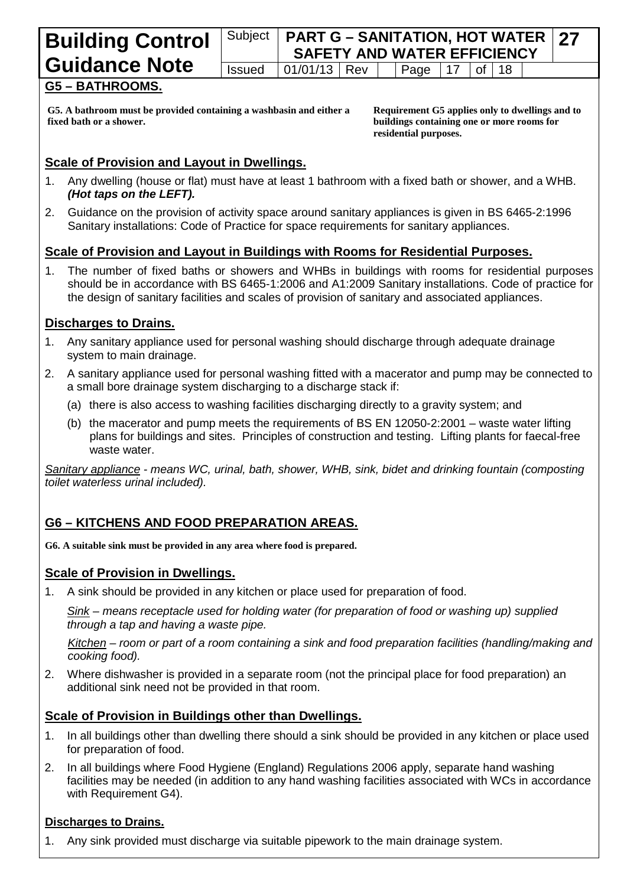## G5 – BATHROOMS.

**G5. A bathroom must be provided containing a washbasin and either a fixed bath or a shower.**

**Requirement G5 applies only to dwellings and to buildings containing one or more rooms for residential purposes.**

### Scale of Provision and Layout in Dwellings.

1. Any dwelling (house or flat) must have at least 1 bathroom with a fixed bath or shower, and a WHB. ***(Hot taps on the LEFT).***
2. Guidance on the provision of activity space around sanitary appliances is given in BS 6465-2:1996 Sanitary installations: Code of Practice for space requirements for sanitary appliances.

### Scale of Provision and Layout in Buildings with Rooms for Residential Purposes.

1. The number of fixed baths or showers and WHBs in buildings with rooms for residential purposes should be in accordance with BS 6465-1:2006 and A1:2009 Sanitary installations. Code of practice for the design of sanitary facilities and scales of provision of sanitary and associated appliances.

### Discharges to Drains.

1. Any sanitary appliance used for personal washing should discharge through adequate drainage system to main drainage.
2. A sanitary appliance used for personal washing fitted with a macerator and pump may be connected to a small bore drainage system discharging to a discharge stack if:
   (a) there is also access to washing facilities discharging directly to a gravity system; and
   (b) the macerator and pump meets the requirements of BS EN 12050-2:2001 – waste water lifting plans for buildings and sites. Principles of construction and testing. Lifting plants for faecal-free waste water.

*Sanitary appliance - means WC, urinal, bath, shower, WHB, sink, bidet and drinking fountain (composting toilet waterless urinal included).*

## G6 – KITCHENS AND FOOD PREPARATION AREAS.

**G6. A suitable sink must be provided in any area where food is prepared.**

### Scale of Provision in Dwellings.

1. A sink should be provided in any kitchen or place used for preparation of food.

   *Sink – means receptacle used for holding water (for preparation of food or washing up) supplied through a tap and having a waste pipe.*

   *Kitchen – room or part of a room containing a sink and food preparation facilities (handling/making and cooking food).*

2. Where dishwasher is provided in a separate room (not the principal place for food preparation) an additional sink need not be provided in that room.

### Scale of Provision in Buildings other than Dwellings.

1. In all buildings other than dwelling there should a sink should be provided in any kitchen or place used for preparation of food.
2. In all buildings where Food Hygiene (England) Regulations 2006 apply, separate hand washing facilities may be needed (in addition to any hand washing facilities associated with WCs in accordance with Requirement G4).

### Discharges to Drains.

1. Any sink provided must discharge via suitable pipework to the main drainage system.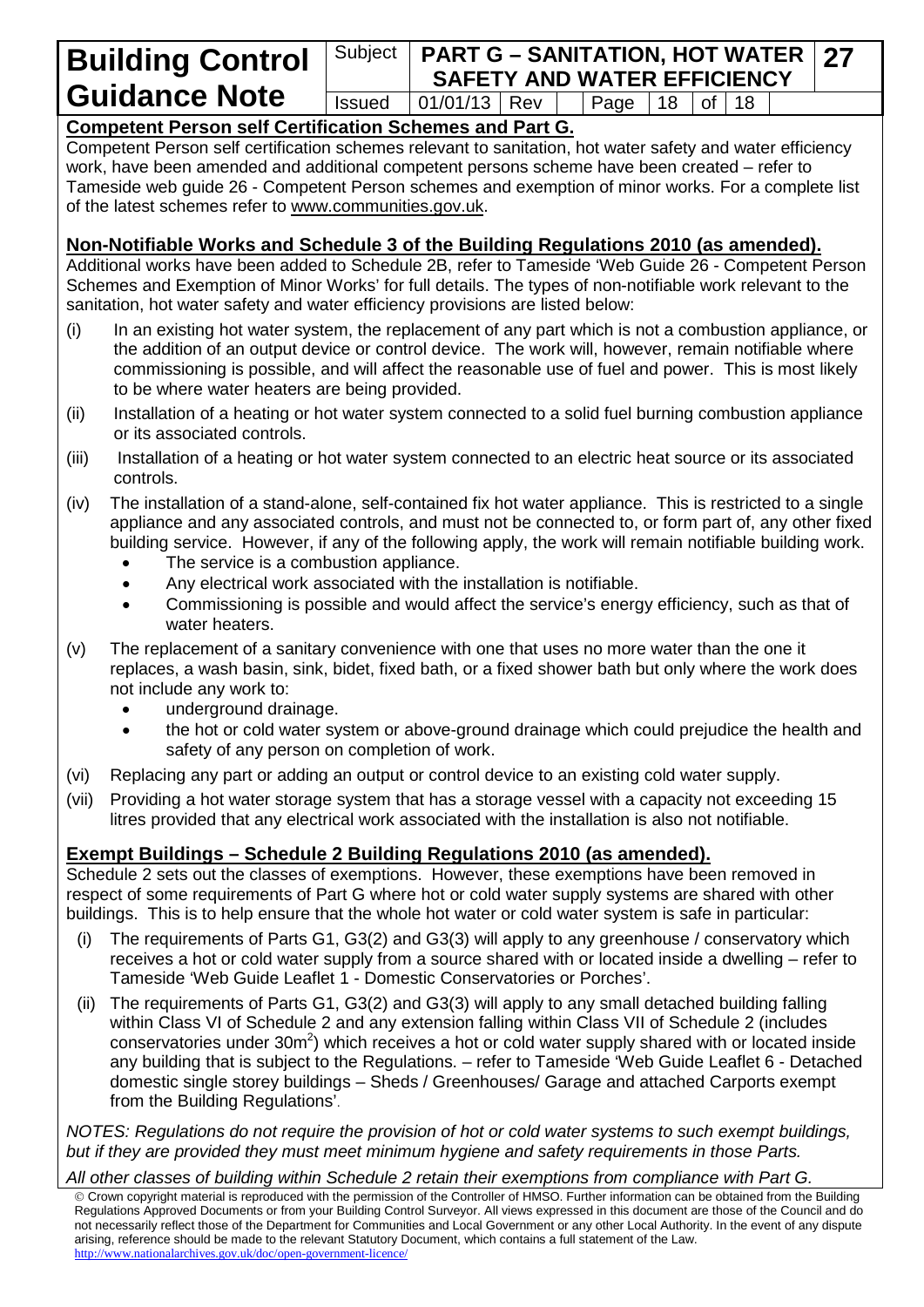## Competent Person self Certification Schemes and Part G.

Competent Person self certification schemes relevant to sanitation, hot water safety and water efficiency work, have been amended and additional competent persons scheme have been created – refer to Tameside web guide 26 - Competent Person schemes and exemption of minor works. For a complete list of the latest schemes refer to www.communities.gov.uk.

## Non-Notifiable Works and Schedule 3 of the Building Regulations 2010 (as amended).

Additional works have been added to Schedule 2B, refer to Tameside 'Web Guide 26 - Competent Person Schemes and Exemption of Minor Works' for full details. The types of non-notifiable work relevant to the sanitation, hot water safety and water efficiency provisions are listed below:

(i) In an existing hot water system, the replacement of any part which is not a combustion appliance, or the addition of an output device or control device. The work will, however, remain notifiable where commissioning is possible, and will affect the reasonable use of fuel and power. This is most likely to be where water heaters are being provided.

(ii) Installation of a heating or hot water system connected to a solid fuel burning combustion appliance or its associated controls.

(iii) Installation of a heating or hot water system connected to an electric heat source or its associated controls.

(iv) The installation of a stand-alone, self-contained fix hot water appliance. This is restricted to a single appliance and any associated controls, and must not be connected to, or form part of, any other fixed building service. However, if any of the following apply, the work will remain notifiable building work.
- The service is a combustion appliance.
- Any electrical work associated with the installation is notifiable.
- Commissioning is possible and would affect the service's energy efficiency, such as that of water heaters.

(v) The replacement of a sanitary convenience with one that uses no more water than the one it replaces, a wash basin, sink, bidet, fixed bath, or a fixed shower bath but only where the work does not include any work to:
- underground drainage.
- the hot or cold water system or above-ground drainage which could prejudice the health and safety of any person on completion of work.

(vi) Replacing any part or adding an output or control device to an existing cold water supply.

(vii) Providing a hot water storage system that has a storage vessel with a capacity not exceeding 15 litres provided that any electrical work associated with the installation is also not notifiable.

## Exempt Buildings – Schedule 2 Building Regulations 2010 (as amended).

Schedule 2 sets out the classes of exemptions. However, these exemptions have been removed in respect of some requirements of Part G where hot or cold water supply systems are shared with other buildings. This is to help ensure that the whole hot water or cold water system is safe in particular:

(i) The requirements of Parts G1, G3(2) and G3(3) will apply to any greenhouse / conservatory which receives a hot or cold water supply from a source shared with or located inside a dwelling – refer to Tameside 'Web Guide Leaflet 1 - Domestic Conservatories or Porches'.

(ii) The requirements of Parts G1, G3(2) and G3(3) will apply to any small detached building falling within Class VI of Schedule 2 and any extension falling within Class VII of Schedule 2 (includes conservatories under 30m$^2$) which receives a hot or cold water supply shared with or located inside any building that is subject to the Regulations. – refer to Tameside 'Web Guide Leaflet 6 - Detached domestic single storey buildings – Sheds / Greenhouses/ Garage and attached Carports exempt from the Building Regulations'.

*NOTES: Regulations do not require the provision of hot or cold water systems to such exempt buildings, but if they are provided they must meet minimum hygiene and safety requirements in those Parts.*

*All other classes of building within Schedule 2 retain their exemptions from compliance with Part G.*

© Crown copyright material is reproduced with the permission of the Controller of HMSO. Further information can be obtained from the Building Regulations Approved Documents or from your Building Control Surveyor. All views expressed in this document are those of the Council and do not necessarily reflect those of the Department for Communities and Local Government or any other Local Authority. In the event of any dispute arising, reference should be made to the relevant Statutory Document, which contains a full statement of the Law.
http://www.nationalarchives.gov.uk/doc/open-government-licence/